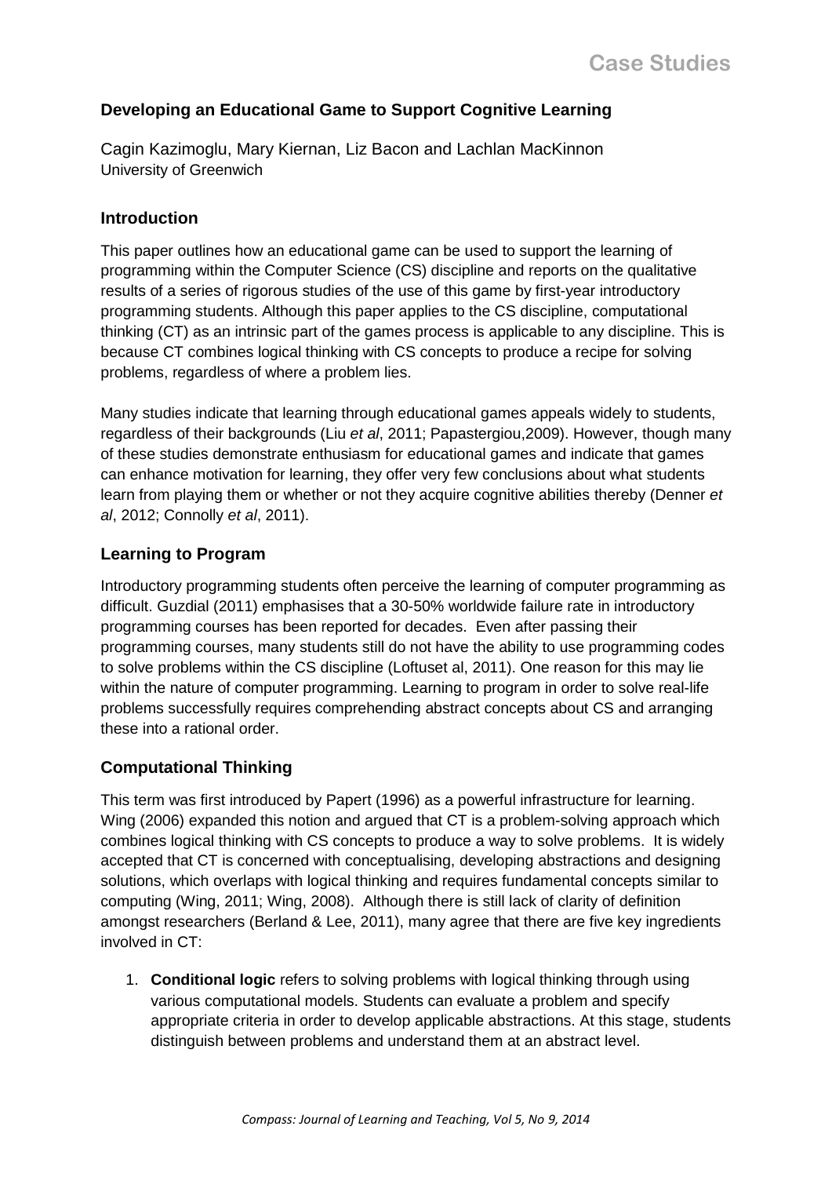# Developing an Educational Game to Support Cognitive Learning

Cagin Kazimoglu, Mary Kiernan, Liz Bacon and Lachlan MacKinnon
University of Greenwich

## Introduction

This paper outlines how an educational game can be used to support the learning of programming within the Computer Science (CS) discipline and reports on the qualitative results of a series of rigorous studies of the use of this game by first-year introductory programming students. Although this paper applies to the CS discipline, computational thinking (CT) as an intrinsic part of the games process is applicable to any discipline. This is because CT combines logical thinking with CS concepts to produce a recipe for solving problems, regardless of where a problem lies.

Many studies indicate that learning through educational games appeals widely to students, regardless of their backgrounds (Liu *et al*, 2011; Papastergiou,2009). However, though many of these studies demonstrate enthusiasm for educational games and indicate that games can enhance motivation for learning, they offer very few conclusions about what students learn from playing them or whether or not they acquire cognitive abilities thereby (Denner *et al*, 2012; Connolly *et al*, 2011).

## Learning to Program

Introductory programming students often perceive the learning of computer programming as difficult. Guzdial (2011) emphasises that a 30-50% worldwide failure rate in introductory programming courses has been reported for decades. Even after passing their programming courses, many students still do not have the ability to use programming codes to solve problems within the CS discipline (Loftuset al, 2011). One reason for this may lie within the nature of computer programming. Learning to program in order to solve real-life problems successfully requires comprehending abstract concepts about CS and arranging these into a rational order.

## Computational Thinking

This term was first introduced by Papert (1996) as a powerful infrastructure for learning. Wing (2006) expanded this notion and argued that CT is a problem-solving approach which combines logical thinking with CS concepts to produce a way to solve problems. It is widely accepted that CT is concerned with conceptualising, developing abstractions and designing solutions, which overlaps with logical thinking and requires fundamental concepts similar to computing (Wing, 2011; Wing, 2008). Although there is still lack of clarity of definition amongst researchers (Berland & Lee, 2011), many agree that there are five key ingredients involved in CT:

1. **Conditional logic** refers to solving problems with logical thinking through using various computational models. Students can evaluate a problem and specify appropriate criteria in order to develop applicable abstractions. At this stage, students distinguish between problems and understand them at an abstract level.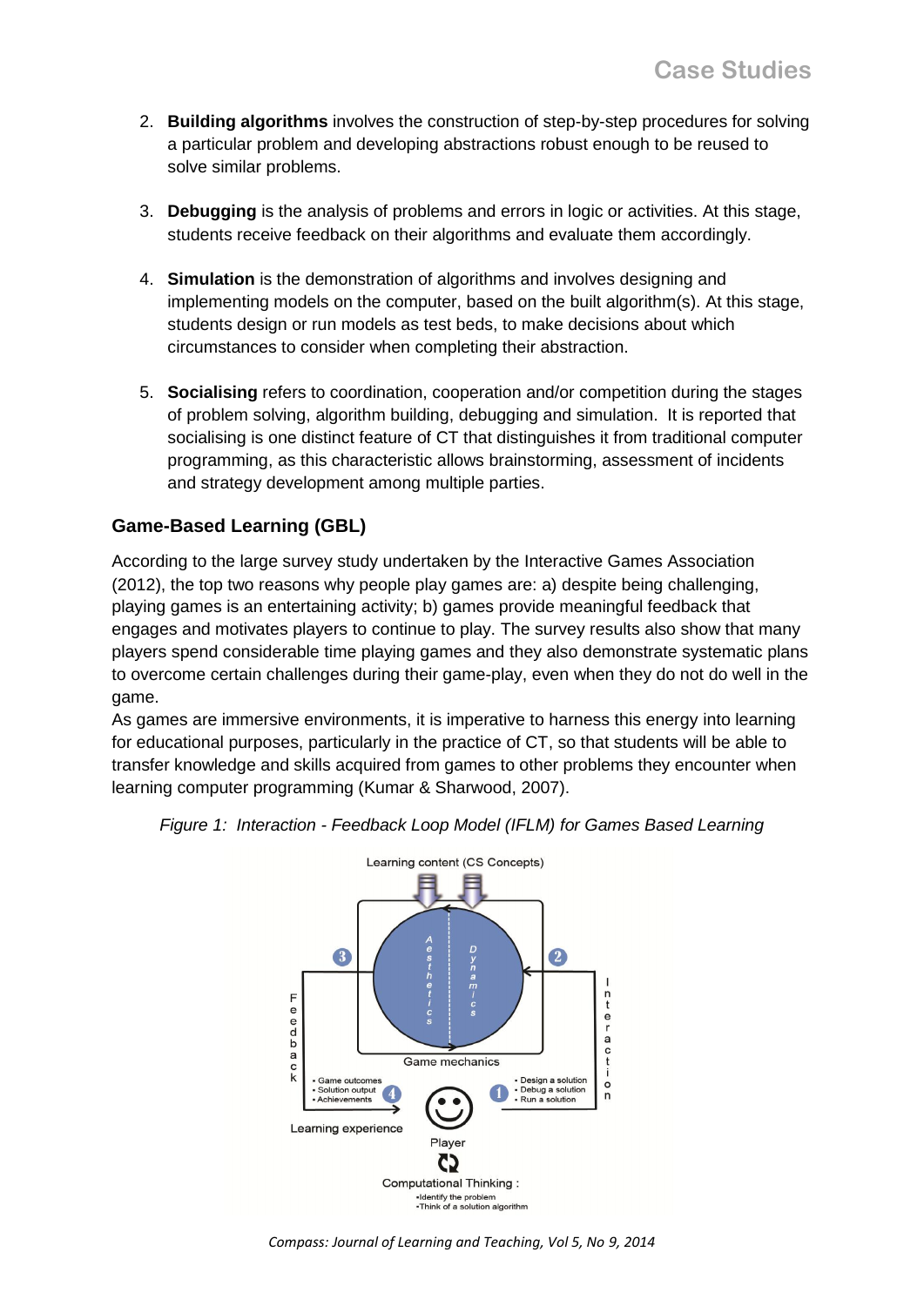2. **Building algorithms** involves the construction of step-by-step procedures for solving a particular problem and developing abstractions robust enough to be reused to solve similar problems.

3. **Debugging** is the analysis of problems and errors in logic or activities. At this stage, students receive feedback on their algorithms and evaluate them accordingly.

4. **Simulation** is the demonstration of algorithms and involves designing and implementing models on the computer, based on the built algorithm(s). At this stage, students design or run models as test beds, to make decisions about which circumstances to consider when completing their abstraction.

5. **Socialising** refers to coordination, cooperation and/or competition during the stages of problem solving, algorithm building, debugging and simulation. It is reported that socialising is one distinct feature of CT that distinguishes it from traditional computer programming, as this characteristic allows brainstorming, assessment of incidents and strategy development among multiple parties.

### Game-Based Learning (GBL)

According to the large survey study undertaken by the Interactive Games Association (2012), the top two reasons why people play games are: a) despite being challenging, playing games is an entertaining activity; b) games provide meaningful feedback that engages and motivates players to continue to play. The survey results also show that many players spend considerable time playing games and they also demonstrate systematic plans to overcome certain challenges during their game-play, even when they do not do well in the game.

As games are immersive environments, it is imperative to harness this energy into learning for educational purposes, particularly in the practice of CT, so that students will be able to transfer knowledge and skills acquired from games to other problems they encounter when learning computer programming (Kumar & Sharwood, 2007).

*Figure 1: Interaction - Feedback Loop Model (IFLM) for Games Based Learning*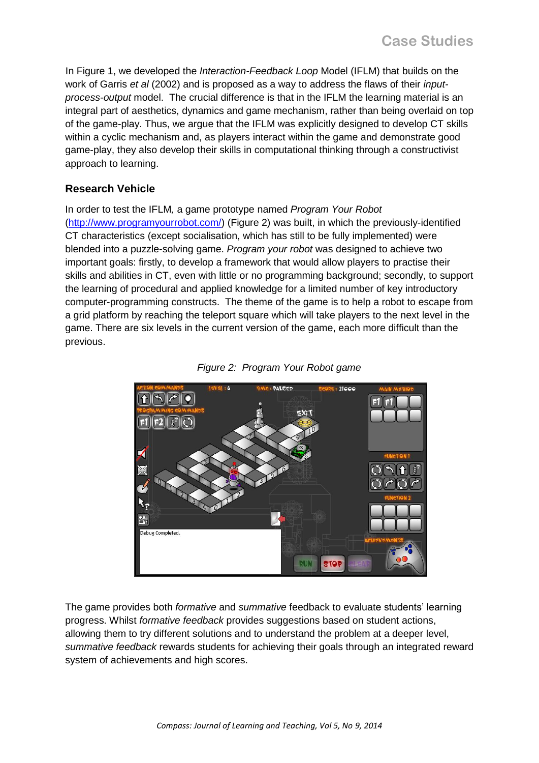In Figure 1, we developed the *Interaction-Feedback Loop* Model (IFLM) that builds on the work of Garris *et al* (2002) and is proposed as a way to address the flaws of their *input-process-output* model. The crucial difference is that in the IFLM the learning material is an integral part of aesthetics, dynamics and game mechanism, rather than being overlaid on top of the game-play. Thus, we argue that the IFLM was explicitly designed to develop CT skills within a cyclic mechanism and, as players interact within the game and demonstrate good game-play, they also develop their skills in computational thinking through a constructivist approach to learning.

## Research Vehicle

In order to test the IFLM*,* a game prototype named *Program Your Robot* (http://www.programyourrobot.com/) (Figure 2) was built, in which the previously-identified CT characteristics (except socialisation, which has still to be fully implemented) were blended into a puzzle-solving game. *Program your robot* was designed to achieve two important goals: firstly, to develop a framework that would allow players to practise their skills and abilities in CT, even with little or no programming background; secondly, to support the learning of procedural and applied knowledge for a limited number of key introductory computer-programming constructs. The theme of the game is to help a robot to escape from a grid platform by reaching the teleport square which will take players to the next level in the game. There are six levels in the current version of the game, each more difficult than the previous.

*Figure 2: Program Your Robot game*

The game provides both *formative* and *summative* feedback to evaluate students' learning progress. Whilst *formative feedback* provides suggestions based on student actions, allowing them to try different solutions and to understand the problem at a deeper level, *summative feedback* rewards students for achieving their goals through an integrated reward system of achievements and high scores.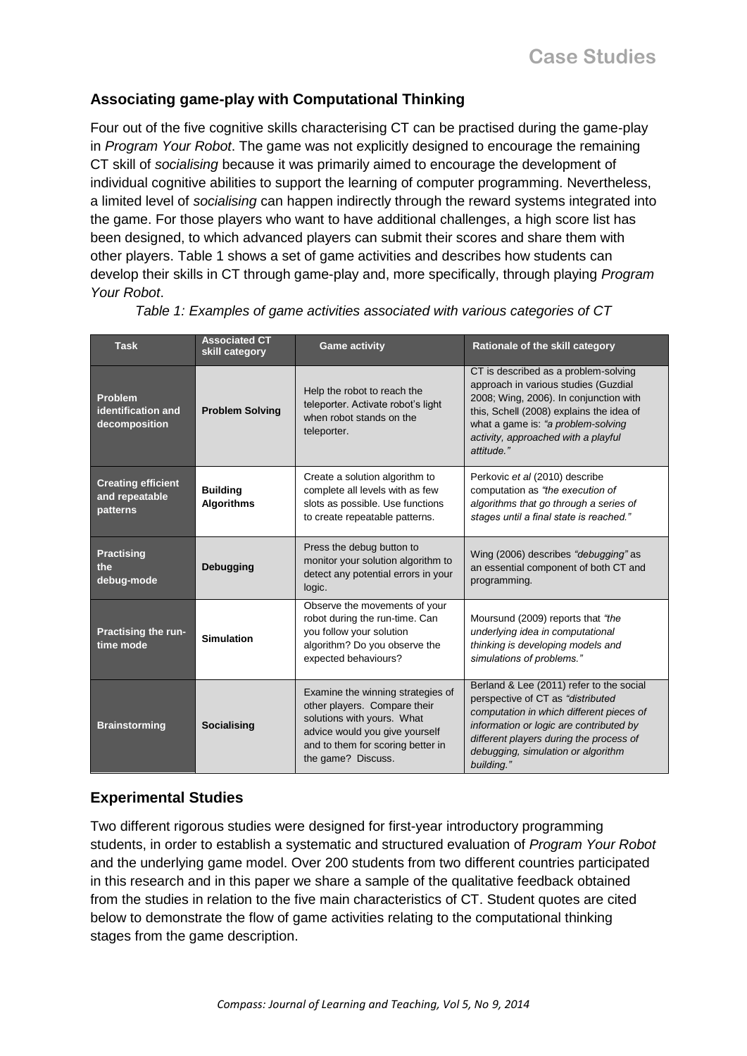## Associating game-play with Computational Thinking

Four out of the five cognitive skills characterising CT can be practised during the game-play in *Program Your Robot*. The game was not explicitly designed to encourage the remaining CT skill of *socialising* because it was primarily aimed to encourage the development of individual cognitive abilities to support the learning of computer programming. Nevertheless, a limited level of *socialising* can happen indirectly through the reward systems integrated into the game. For those players who want to have additional challenges, a high score list has been designed, to which advanced players can submit their scores and share them with other players. Table 1 shows a set of game activities and describes how students can develop their skills in CT through game-play and, more specifically, through playing *Program Your Robot*.

*Table 1: Examples of game activities associated with various categories of CT*

| Task | Associated CT skill category | Game activity | Rationale of the skill category |
|---|---|---|---|
| **Problem identification and decomposition** | **Problem Solving** | Help the robot to reach the teleporter. Activate robot's light when robot stands on the teleporter. | CT is described as a problem-solving approach in various studies (Guzdial 2008; Wing, 2006). In conjunction with this, Schell (2008) explains the idea of what a game is: *"a problem-solving activity, approached with a playful attitude."* |
| **Creating efficient and repeatable patterns** | **Building Algorithms** | Create a solution algorithm to complete all levels with as few slots as possible. Use functions to create repeatable patterns. | Perkovic *et al* (2010) describe computation as *"the execution of algorithms that go through a series of stages until a final state is reached."* |
| **Practising the debug-mode** | **Debugging** | Press the debug button to monitor your solution algorithm to detect any potential errors in your logic. | Wing (2006) describes *"debugging"* as an essential component of both CT and programming. |
| **Practising the run-time mode** | **Simulation** | Observe the movements of your robot during the run-time. Can you follow your solution algorithm? Do you observe the expected behaviours? | Moursund (2009) reports that *"the underlying idea in computational thinking is developing models and simulations of problems."* |
| **Brainstorming** | **Socialising** | Examine the winning strategies of other players. Compare their solutions with yours. What advice would you give yourself and to them for scoring better in the game? Discuss. | Berland & Lee (2011) refer to the social perspective of CT as *"distributed computation in which different pieces of information or logic are contributed by different players during the process of debugging, simulation or algorithm building."* |

## Experimental Studies

Two different rigorous studies were designed for first-year introductory programming students, in order to establish a systematic and structured evaluation of *Program Your Robot* and the underlying game model. Over 200 students from two different countries participated in this research and in this paper we share a sample of the qualitative feedback obtained from the studies in relation to the five main characteristics of CT. Student quotes are cited below to demonstrate the flow of game activities relating to the computational thinking stages from the game description.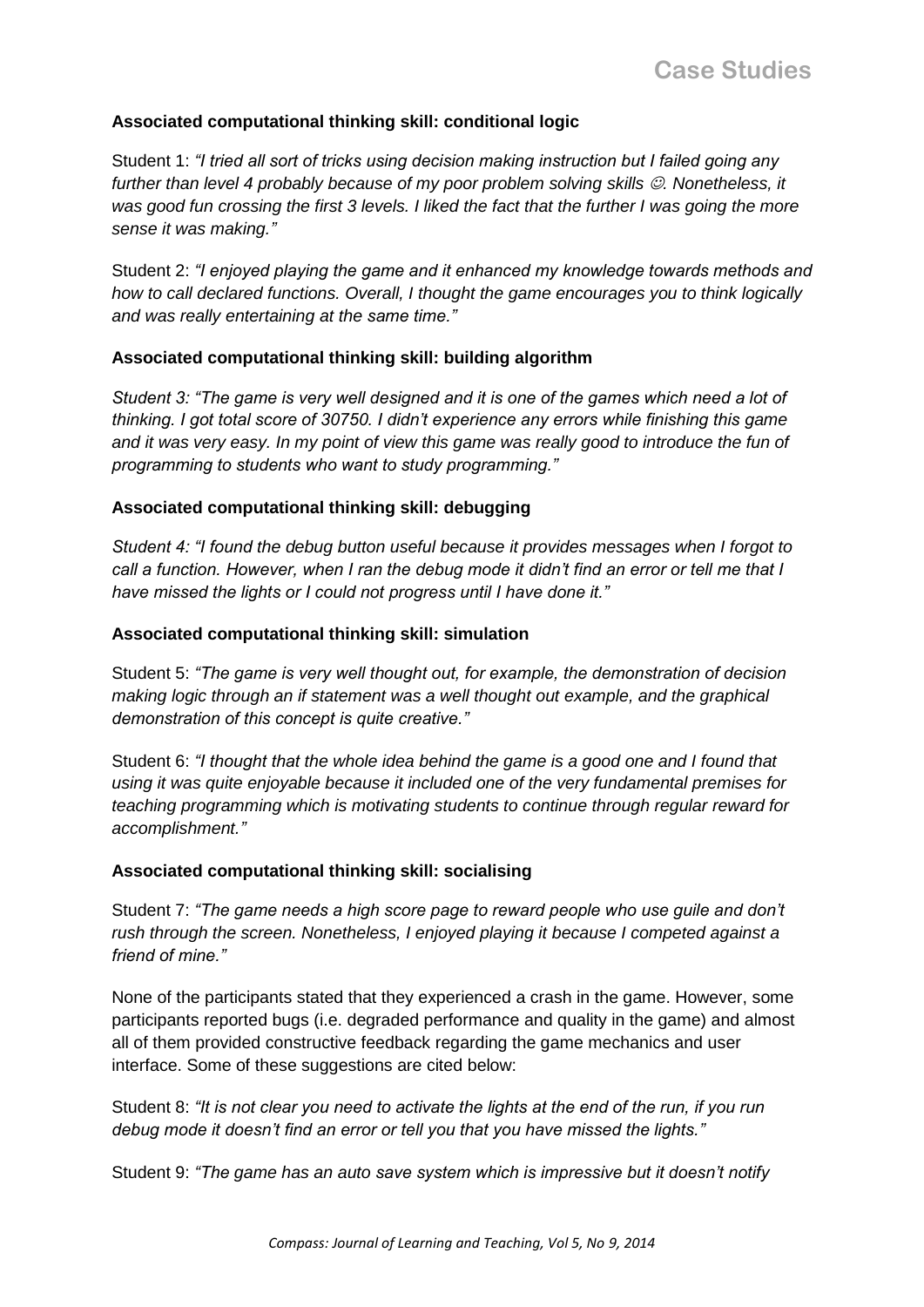**Associated computational thinking skill: conditional logic**

Student 1: *"I tried all sort of tricks using decision making instruction but I failed going any further than level 4 probably because of my poor problem solving skills ☺. Nonetheless, it was good fun crossing the first 3 levels. I liked the fact that the further I was going the more sense it was making."*

Student 2: *"I enjoyed playing the game and it enhanced my knowledge towards methods and how to call declared functions. Overall, I thought the game encourages you to think logically and was really entertaining at the same time."*

**Associated computational thinking skill: building algorithm**

*Student 3: "The game is very well designed and it is one of the games which need a lot of thinking. I got total score of 30750. I didn't experience any errors while finishing this game and it was very easy. In my point of view this game was really good to introduce the fun of programming to students who want to study programming."*

**Associated computational thinking skill: debugging**

*Student 4: "I found the debug button useful because it provides messages when I forgot to call a function. However, when I ran the debug mode it didn't find an error or tell me that I have missed the lights or I could not progress until I have done it."*

**Associated computational thinking skill: simulation**

Student 5: *"The game is very well thought out, for example, the demonstration of decision making logic through an if statement was a well thought out example, and the graphical demonstration of this concept is quite creative."*

Student 6: *"I thought that the whole idea behind the game is a good one and I found that using it was quite enjoyable because it included one of the very fundamental premises for teaching programming which is motivating students to continue through regular reward for accomplishment."*

**Associated computational thinking skill: socialising**

Student 7: *"The game needs a high score page to reward people who use guile and don't rush through the screen. Nonetheless, I enjoyed playing it because I competed against a friend of mine."*

None of the participants stated that they experienced a crash in the game. However, some participants reported bugs (i.e. degraded performance and quality in the game) and almost all of them provided constructive feedback regarding the game mechanics and user interface. Some of these suggestions are cited below:

Student 8: *"It is not clear you need to activate the lights at the end of the run, if you run debug mode it doesn't find an error or tell you that you have missed the lights."*

Student 9: *"The game has an auto save system which is impressive but it doesn't notify*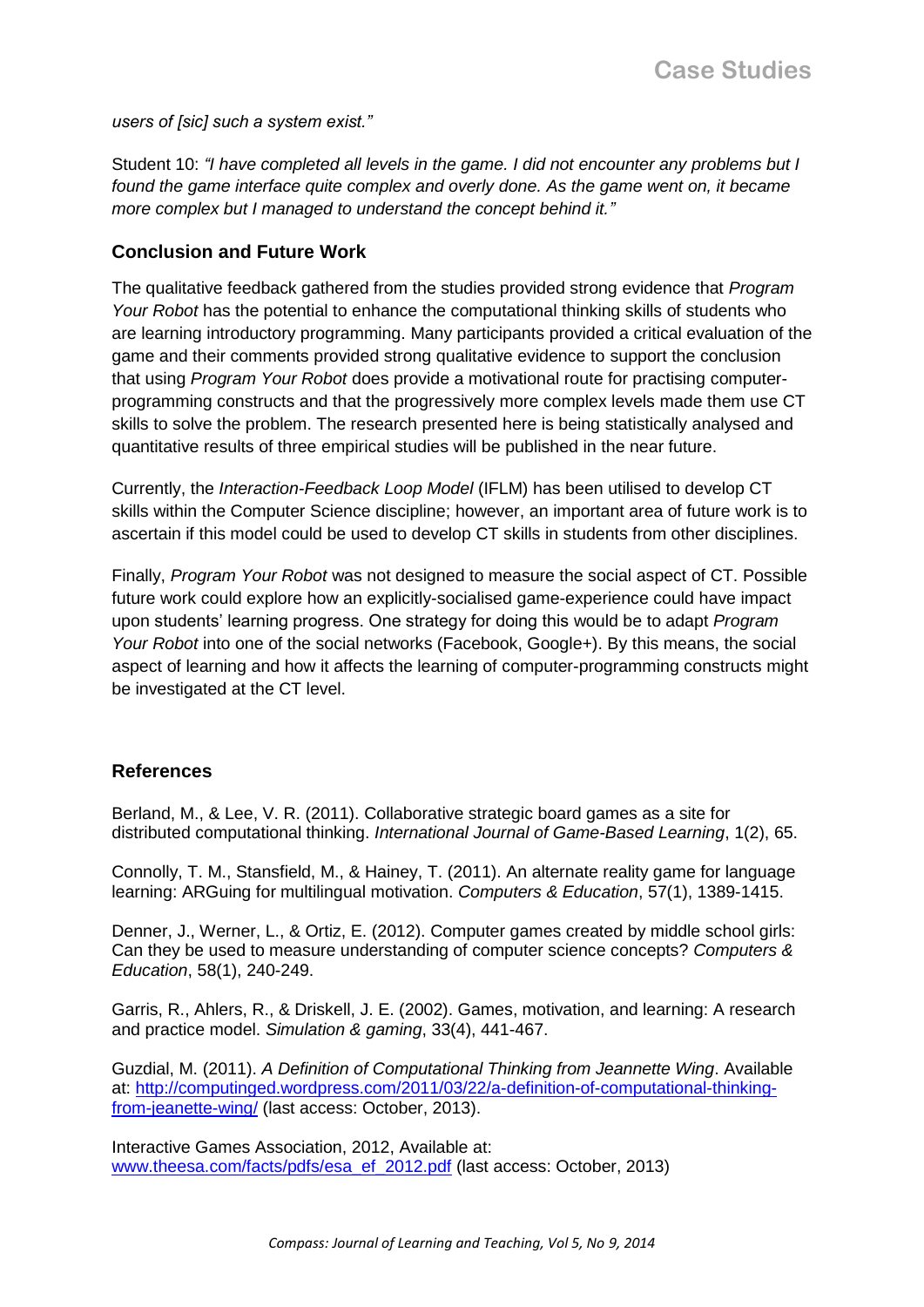*users of [sic] such a system exist."*

Student 10: *"I have completed all levels in the game. I did not encounter any problems but I found the game interface quite complex and overly done. As the game went on, it became more complex but I managed to understand the concept behind it."*

## Conclusion and Future Work

The qualitative feedback gathered from the studies provided strong evidence that *Program Your Robot* has the potential to enhance the computational thinking skills of students who are learning introductory programming. Many participants provided a critical evaluation of the game and their comments provided strong qualitative evidence to support the conclusion that using *Program Your Robot* does provide a motivational route for practising computer-programming constructs and that the progressively more complex levels made them use CT skills to solve the problem. The research presented here is being statistically analysed and quantitative results of three empirical studies will be published in the near future.

Currently, the *Interaction-Feedback Loop Model* (IFLM) has been utilised to develop CT skills within the Computer Science discipline; however, an important area of future work is to ascertain if this model could be used to develop CT skills in students from other disciplines.

Finally, *Program Your Robot* was not designed to measure the social aspect of CT. Possible future work could explore how an explicitly-socialised game-experience could have impact upon students' learning progress. One strategy for doing this would be to adapt *Program Your Robot* into one of the social networks (Facebook, Google+). By this means, the social aspect of learning and how it affects the learning of computer-programming constructs might be investigated at the CT level.

## References

Berland, M., & Lee, V. R. (2011). Collaborative strategic board games as a site for distributed computational thinking. *International Journal of Game-Based Learning*, 1(2), 65.

Connolly, T. M., Stansfield, M., & Hainey, T. (2011). An alternate reality game for language learning: ARGuing for multilingual motivation. *Computers & Education*, 57(1), 1389-1415.

Denner, J., Werner, L., & Ortiz, E. (2012). Computer games created by middle school girls: Can they be used to measure understanding of computer science concepts? *Computers & Education*, 58(1), 240-249.

Garris, R., Ahlers, R., & Driskell, J. E. (2002). Games, motivation, and learning: A research and practice model. *Simulation & gaming*, 33(4), 441-467.

Guzdial, M. (2011). *A Definition of Computational Thinking from Jeannette Wing*. Available at: http://computinged.wordpress.com/2011/03/22/a-definition-of-computational-thinking-from-jeanette-wing/ (last access: October, 2013).

Interactive Games Association, 2012, Available at: www.theesa.com/facts/pdfs/esa_ef_2012.pdf (last access: October, 2013)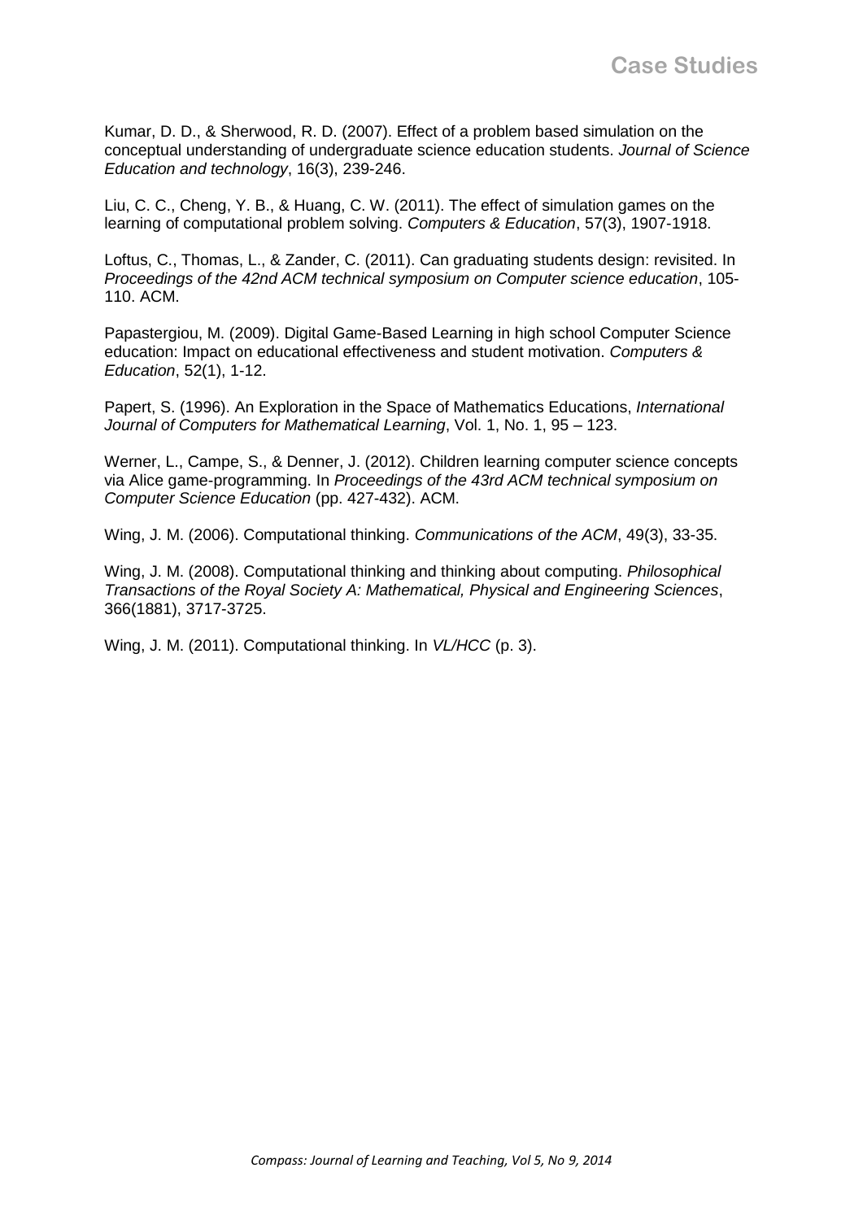Kumar, D. D., & Sherwood, R. D. (2007). Effect of a problem based simulation on the conceptual understanding of undergraduate science education students. *Journal of Science Education and technology*, 16(3), 239-246.

Liu, C. C., Cheng, Y. B., & Huang, C. W. (2011). The effect of simulation games on the learning of computational problem solving. *Computers & Education*, 57(3), 1907-1918.

Loftus, C., Thomas, L., & Zander, C. (2011). Can graduating students design: revisited. In *Proceedings of the 42nd ACM technical symposium on Computer science education*, 105-110. ACM.

Papastergiou, M. (2009). Digital Game-Based Learning in high school Computer Science education: Impact on educational effectiveness and student motivation. *Computers & Education*, 52(1), 1-12.

Papert, S. (1996). An Exploration in the Space of Mathematics Educations, *International Journal of Computers for Mathematical Learning*, Vol. 1, No. 1, 95 – 123.

Werner, L., Campe, S., & Denner, J. (2012). Children learning computer science concepts via Alice game-programming. In *Proceedings of the 43rd ACM technical symposium on Computer Science Education* (pp. 427-432). ACM.

Wing, J. M. (2006). Computational thinking. *Communications of the ACM*, 49(3), 33-35.

Wing, J. M. (2008). Computational thinking and thinking about computing. *Philosophical Transactions of the Royal Society A: Mathematical, Physical and Engineering Sciences*, 366(1881), 3717-3725.

Wing, J. M. (2011). Computational thinking. In *VL/HCC* (p. 3).